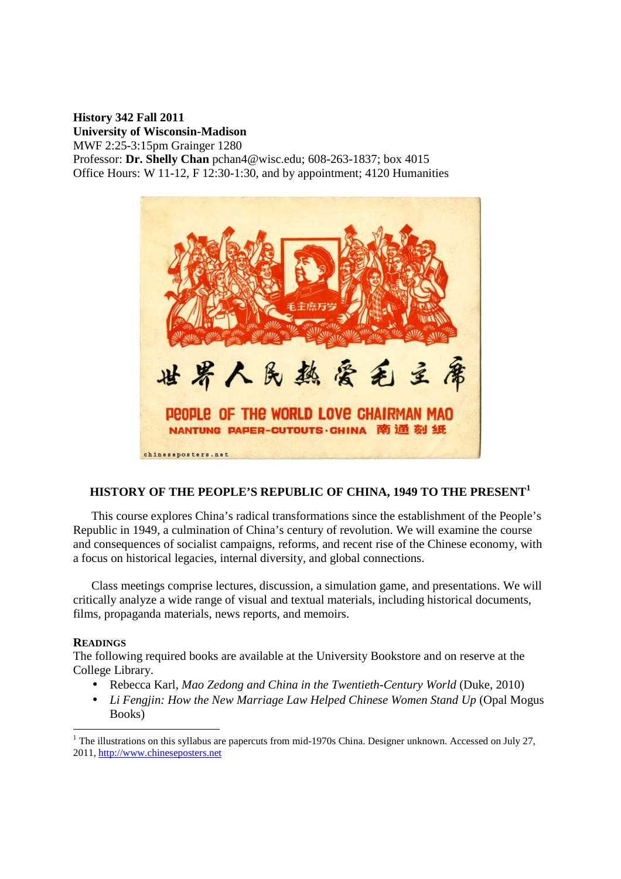**History 342 Fall 2011**
**University of Wisconsin-Madison**
MWF 2:25-3:15pm Grainger 1280
Professor: **Dr. Shelly Chan** pchan4@wisc.edu; 608-263-1837; box 4015
Office Hours: W 11-12, F 12:30-1:30, and by appointment; 4120 Humanities

## HISTORY OF THE PEOPLE'S REPUBLIC OF CHINA, 1949 TO THE PRESENT[1]

This course explores China's radical transformations since the establishment of the People's Republic in 1949, a culmination of China's century of revolution. We will examine the course and consequences of socialist campaigns, reforms, and recent rise of the Chinese economy, with a focus on historical legacies, internal diversity, and global connections.

Class meetings comprise lectures, discussion, a simulation game, and presentations. We will critically analyze a wide range of visual and textual materials, including historical documents, films, propaganda materials, news reports, and memoirs.

### READINGS

The following required books are available at the University Bookstore and on reserve at the College Library.

- Rebecca Karl, *Mao Zedong and China in the Twentieth-Century World* (Duke, 2010)
- *Li Fengjin: How the New Marriage Law Helped Chinese Women Stand Up* (Opal Mogus Books)

---

[1] The illustrations on this syllabus are papercuts from mid-1970s China. Designer unknown. Accessed on July 27, 2011, http://www.chineseposters.net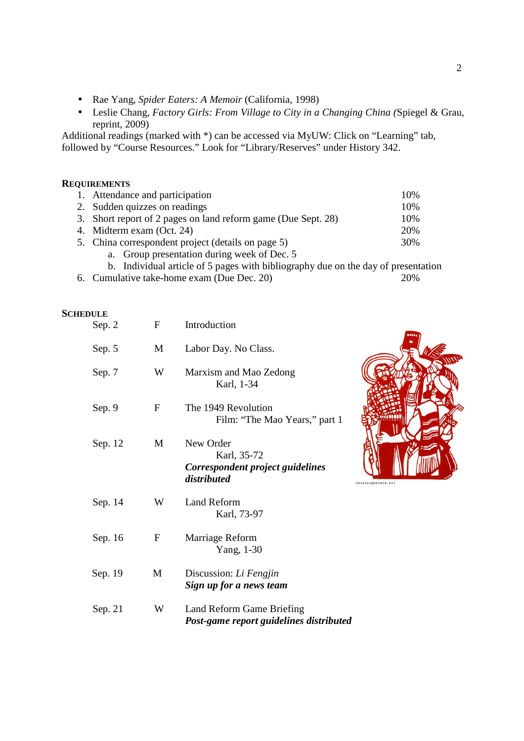- Rae Yang, *Spider Eaters: A Memoir* (California, 1998)
- Leslie Chang, *Factory Girls: From Village to City in a Changing China (*Spiegel & Grau, reprint, 2009)

Additional readings (marked with *) can be accessed via MyUW: Click on "Learning" tab, followed by "Course Resources." Look for "Library/Reserves" under History 342.

## REQUIREMENTS

1. Attendance and participation — 10%
2. Sudden quizzes on readings — 10%
3. Short report of 2 pages on land reform game (Due Sept. 28) — 10%
4. Midterm exam (Oct. 24) — 20%
5. China correspondent project (details on page 5) — 30%
    a. Group presentation during week of Dec. 5
    b. Individual article of 5 pages with bibliography due on the day of presentation
6. Cumulative take-home exam (Due Dec. 20) — 20%

## SCHEDULE

| | | |
|---|---|---|
| Sep. 2 | F | Introduction |
| Sep. 5 | M | Labor Day. No Class. |
| Sep. 7 | W | Marxism and Mao Zedong<br>Karl, 1-34 |
| Sep. 9 | F | The 1949 Revolution<br>Film: "The Mao Years," part 1 |
| Sep. 12 | M | New Order<br>Karl, 35-72<br>***Correspondent project guidelines distributed*** |
| Sep. 14 | W | Land Reform<br>Karl, 73-97 |
| Sep. 16 | F | Marriage Reform<br>Yang, 1-30 |
| Sep. 19 | M | Discussion: *Li Fengjin*<br>***Sign up for a news team*** |
| Sep. 21 | W | Land Reform Game Briefing<br>***Post-game report guidelines distributed*** |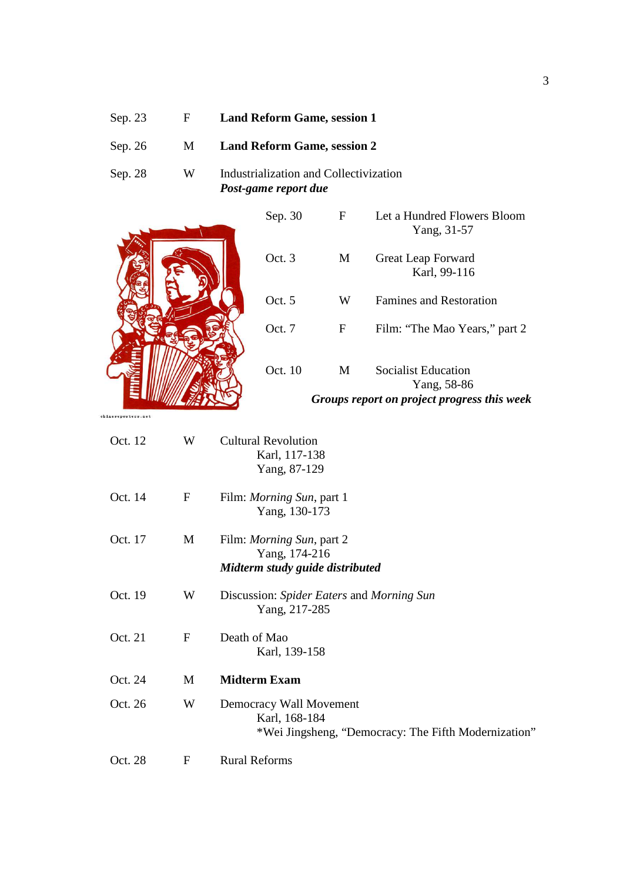| Date | Day | Topic |
|---|---|---|
| Sep. 23 | F | **Land Reform Game, session 1** |
| Sep. 26 | M | **Land Reform Game, session 2** |
| Sep. 28 | W | Industrialization and Collectivization<br>***Post-game report due*** |
| Sep. 30 | F | Let a Hundred Flowers Bloom<br>Yang, 31-57 |
| Oct. 3 | M | Great Leap Forward<br>Karl, 99-116 |
| Oct. 5 | W | Famines and Restoration |
| Oct. 7 | F | Film: "The Mao Years," part 2 |
| Oct. 10 | M | Socialist Education<br>Yang, 58-86<br>***Groups report on project progress this week*** |
| Oct. 12 | W | Cultural Revolution<br>Karl, 117-138<br>Yang, 87-129 |
| Oct. 14 | F | Film: *Morning Sun*, part 1<br>Yang, 130-173 |
| Oct. 17 | M | Film: *Morning Sun*, part 2<br>Yang, 174-216<br>***Midterm study guide distributed*** |
| Oct. 19 | W | Discussion: *Spider Eaters* and *Morning Sun*<br>Yang, 217-285 |
| Oct. 21 | F | Death of Mao<br>Karl, 139-158 |
| Oct. 24 | M | **Midterm Exam** |
| Oct. 26 | W | Democracy Wall Movement<br>Karl, 168-184<br>*Wei Jingsheng, "Democracy: The Fifth Modernization" |
| Oct. 28 | F | Rural Reforms |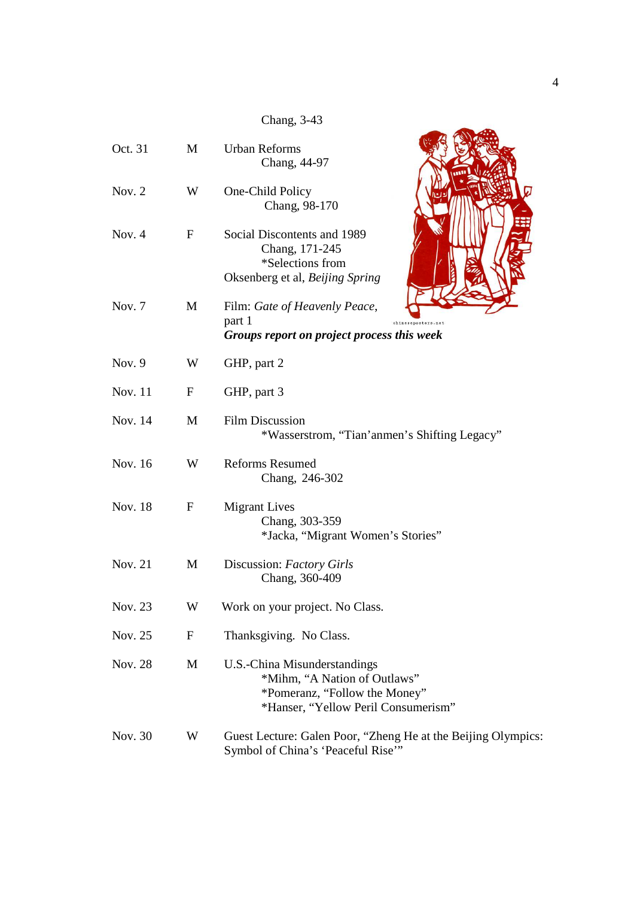Chang, 3-43

| | | |
|---|---|---|
| Oct. 31 | M | Urban Reforms<br>Chang, 44-97 |
| Nov. 2 | W | One-Child Policy<br>Chang, 98-170 |
| Nov. 4 | F | Social Discontents and 1989<br>Chang, 171-245<br>*Selections from Oksenberg et al, *Beijing Spring* |
| Nov. 7 | M | Film: *Gate of Heavenly Peace*, part 1<br>***Groups report on project process this week*** |
| Nov. 9 | W | GHP, part 2 |
| Nov. 11 | F | GHP, part 3 |
| Nov. 14 | M | Film Discussion<br>*Wasserstrom, "Tian'anmen's Shifting Legacy" |
| Nov. 16 | W | Reforms Resumed<br>Chang, 246-302 |
| Nov. 18 | F | Migrant Lives<br>Chang, 303-359<br>*Jacka, "Migrant Women's Stories" |
| Nov. 21 | M | Discussion: *Factory Girls*<br>Chang, 360-409 |
| Nov. 23 | W | Work on your project. No Class. |
| Nov. 25 | F | Thanksgiving. No Class. |
| Nov. 28 | M | U.S.-China Misunderstandings<br>*Mihm, "A Nation of Outlaws"<br>*Pomeranz, "Follow the Money"<br>*Hanser, "Yellow Peril Consumerism" |
| Nov. 30 | W | Guest Lecture: Galen Poor, "Zheng He at the Beijing Olympics: Symbol of China's 'Peaceful Rise'" |

chineseposters.net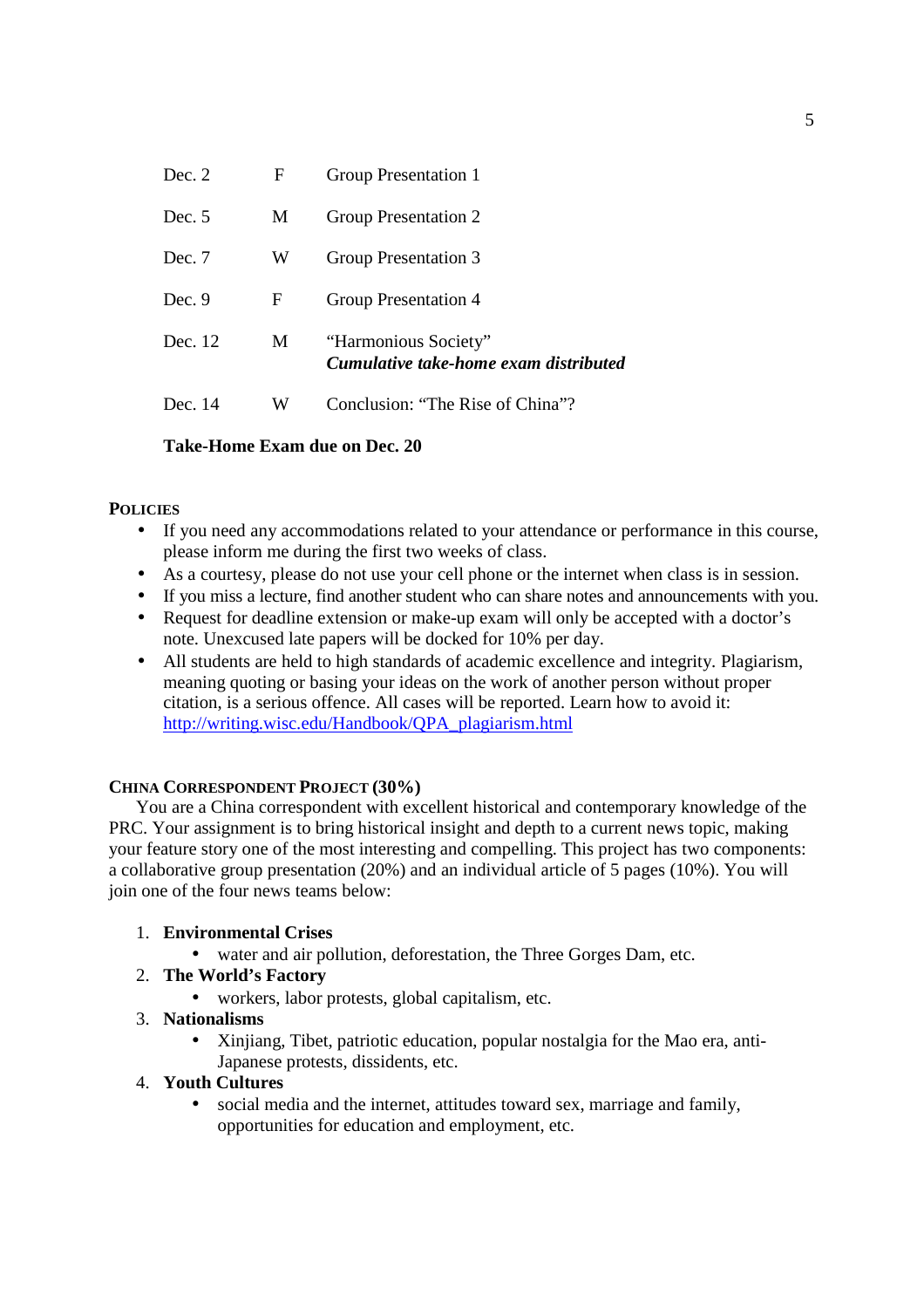| | | |
|---|---|---|
| Dec. 2 | F | Group Presentation 1 |
| Dec. 5 | M | Group Presentation 2 |
| Dec. 7 | W | Group Presentation 3 |
| Dec. 9 | F | Group Presentation 4 |
| Dec. 12 | M | "Harmonious Society" ***Cumulative take-home exam distributed*** |
| Dec. 14 | W | Conclusion: "The Rise of China"? |

**Take-Home Exam due on Dec. 20**

## POLICIES

- If you need any accommodations related to your attendance or performance in this course, please inform me during the first two weeks of class.
- As a courtesy, please do not use your cell phone or the internet when class is in session.
- If you miss a lecture, find another student who can share notes and announcements with you.
- Request for deadline extension or make-up exam will only be accepted with a doctor's note. Unexcused late papers will be docked for 10% per day.
- All students are held to high standards of academic excellence and integrity. Plagiarism, meaning quoting or basing your ideas on the work of another person without proper citation, is a serious offence. All cases will be reported. Learn how to avoid it: http://writing.wisc.edu/Handbook/QPA_plagiarism.html

## CHINA CORRESPONDENT PROJECT (30%)

You are a China correspondent with excellent historical and contemporary knowledge of the PRC. Your assignment is to bring historical insight and depth to a current news topic, making your feature story one of the most interesting and compelling. This project has two components: a collaborative group presentation (20%) and an individual article of 5 pages (10%). You will join one of the four news teams below:

1. **Environmental Crises**
    - water and air pollution, deforestation, the Three Gorges Dam, etc.
2. **The World's Factory**
    - workers, labor protests, global capitalism, etc.
3. **Nationalisms**
    - Xinjiang, Tibet, patriotic education, popular nostalgia for the Mao era, anti-Japanese protests, dissidents, etc.
4. **Youth Cultures**
    - social media and the internet, attitudes toward sex, marriage and family, opportunities for education and employment, etc.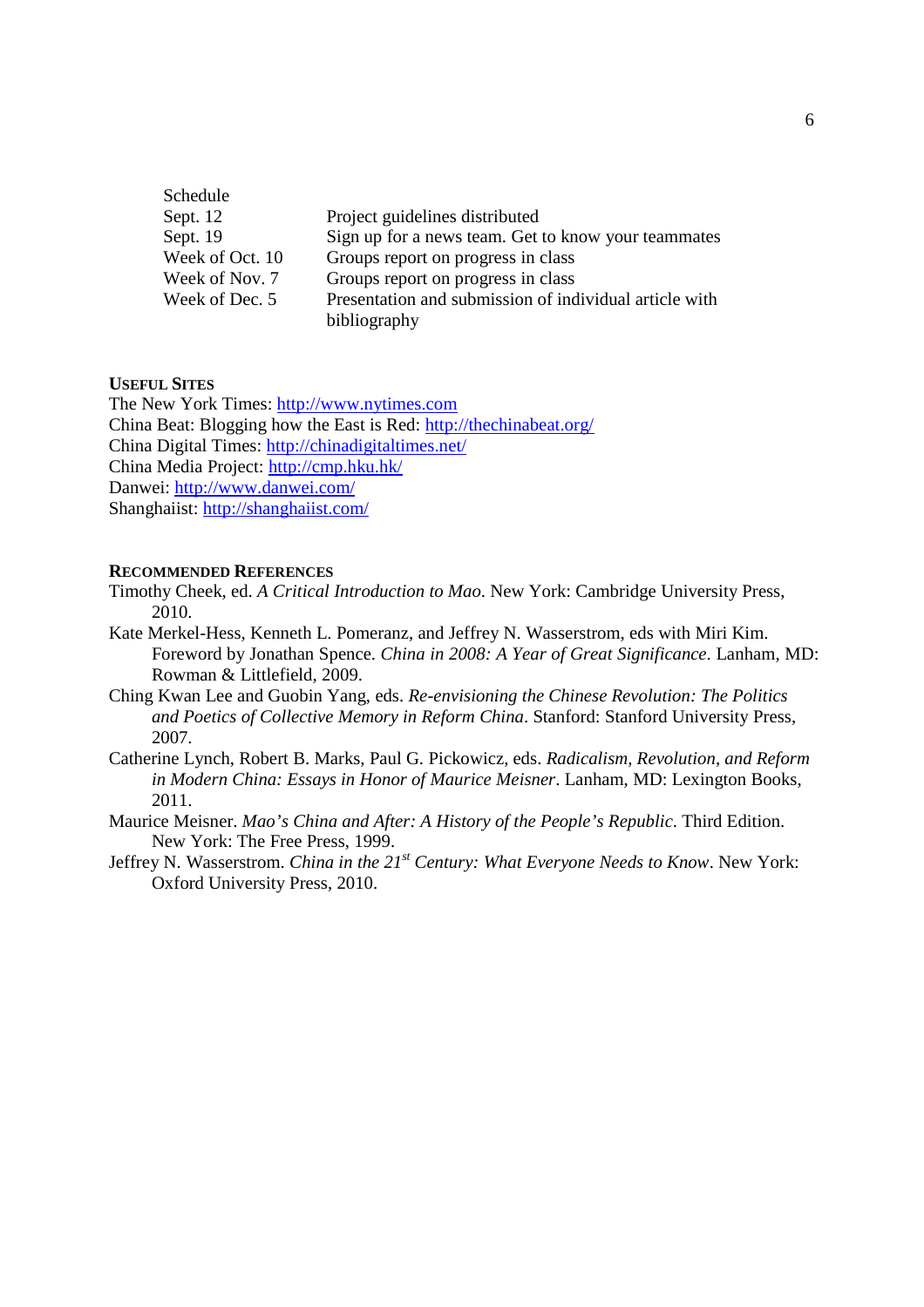Schedule

| | |
|---|---|
| Sept. 12 | Project guidelines distributed |
| Sept. 19 | Sign up for a news team. Get to know your teammates |
| Week of Oct. 10 | Groups report on progress in class |
| Week of Nov. 7 | Groups report on progress in class |
| Week of Dec. 5 | Presentation and submission of individual article with bibliography |

**USEFUL SITES**

The New York Times: http://www.nytimes.com
China Beat: Blogging how the East is Red: http://thechinabeat.org/
China Digital Times: http://chinadigitaltimes.net/
China Media Project: http://cmp.hku.hk/
Danwei: http://www.danwei.com/
Shanghaiist: http://shanghaiist.com/

**RECOMMENDED REFERENCES**

Timothy Cheek, ed. *A Critical Introduction to Mao*. New York: Cambridge University Press, 2010.

Kate Merkel-Hess, Kenneth L. Pomeranz, and Jeffrey N. Wasserstrom, eds with Miri Kim. Foreword by Jonathan Spence. *China in 2008: A Year of Great Significance*. Lanham, MD: Rowman & Littlefield, 2009.

Ching Kwan Lee and Guobin Yang, eds. *Re-envisioning the Chinese Revolution: The Politics and Poetics of Collective Memory in Reform China*. Stanford: Stanford University Press, 2007.

Catherine Lynch, Robert B. Marks, Paul G. Pickowicz, eds. *Radicalism, Revolution, and Reform in Modern China: Essays in Honor of Maurice Meisner*. Lanham, MD: Lexington Books, 2011.

Maurice Meisner. *Mao's China and After: A History of the People's Republic*. Third Edition. New York: The Free Press, 1999.

Jeffrey N. Wasserstrom. *China in the 21st Century: What Everyone Needs to Know*. New York: Oxford University Press, 2010.